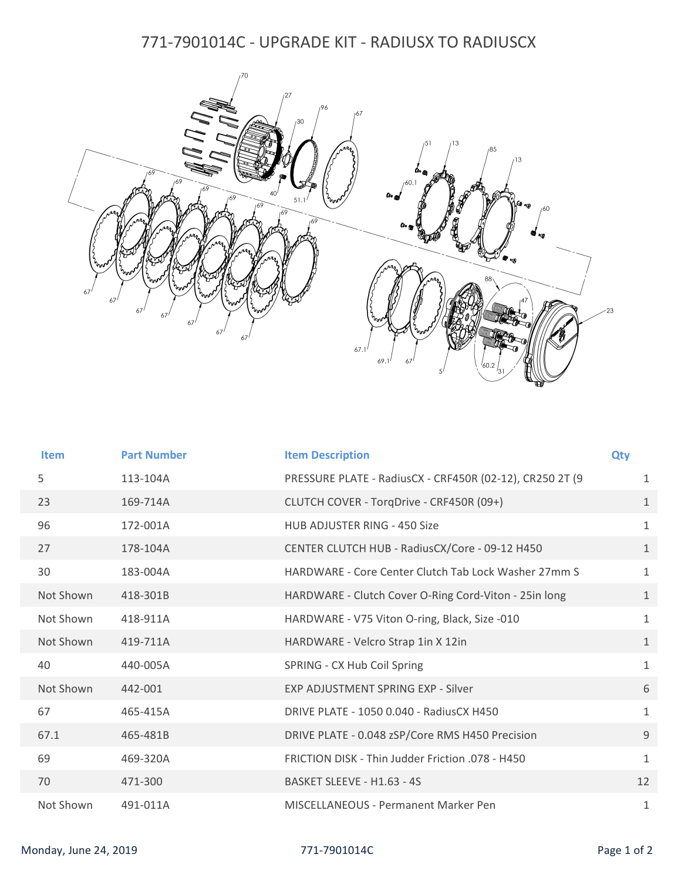# 771-7901014C - UPGRADE KIT - RADIUSX TO RADIUSCX

| Item | Part Number | Item Description | Qty |
|---|---|---|---|
| 5 | 113-104A | PRESSURE PLATE - RadiusCX - CRF450R (02-12), CR250 2T (9 | 1 |
| 23 | 169-714A | CLUTCH COVER - TorqDrive - CRF450R (09+) | 1 |
| 96 | 172-001A | HUB ADJUSTER RING - 450 Size | 1 |
| 27 | 178-104A | CENTER CLUTCH HUB - RadiusCX/Core - 09-12 H450 | 1 |
| 30 | 183-004A | HARDWARE - Core Center Clutch Tab Lock Washer 27mm S | 1 |
| Not Shown | 418-301B | HARDWARE - Clutch Cover O-Ring Cord-Viton - 25in long | 1 |
| Not Shown | 418-911A | HARDWARE - V75 Viton O-ring, Black, Size -010 | 1 |
| Not Shown | 419-711A | HARDWARE - Velcro Strap 1in X 12in | 1 |
| 40 | 440-005A | SPRING - CX Hub Coil Spring | 1 |
| Not Shown | 442-001 | EXP ADJUSTMENT SPRING EXP - Silver | 6 |
| 67 | 465-415A | DRIVE PLATE - 1050 0.040 - RadiusCX H450 | 1 |
| 67.1 | 465-481B | DRIVE PLATE - 0.048 zSP/Core RMS H450 Precision | 9 |
| 69 | 469-320A | FRICTION DISK - Thin Judder Friction .078 - H450 | 1 |
| 70 | 471-300 | BASKET SLEEVE - H1.63 - 4S | 12 |
| Not Shown | 491-011A | MISCELLANEOUS - Permanent Marker Pen | 1 |

Monday, June 24, 2019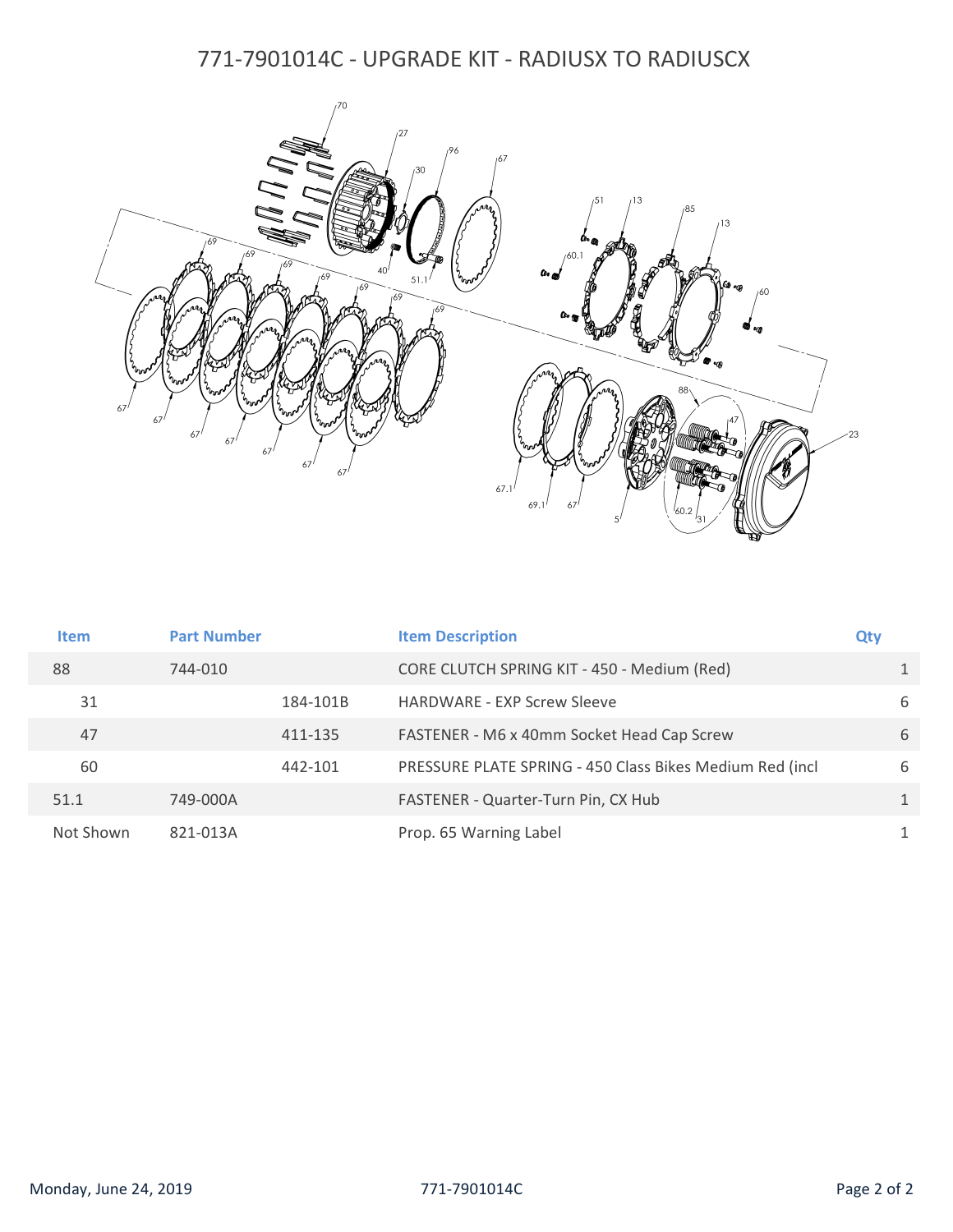# 771-7901014C - UPGRADE KIT - RADIUSX TO RADIUSCX

70
27
96
30
67
51
13
85
13
60.1
69
69
69
69
69
69
69
40
51.1
60
88
47
23
67
67
67
67
67
67
67
67.1
69.1
67
5
60.2
31

| Item | Part Number | | Item Description | Qty |
|---|---|---|---|---|
| 88 | 744-010 | | CORE CLUTCH SPRING KIT - 450 - Medium (Red) | 1 |
| 31 | | 184-101B | HARDWARE - EXP Screw Sleeve | 6 |
| 47 | | 411-135 | FASTENER - M6 x 40mm Socket Head Cap Screw | 6 |
| 60 | | 442-101 | PRESSURE PLATE SPRING - 450 Class Bikes Medium Red (incl | 6 |
| 51.1 | 749-000A | | FASTENER - Quarter-Turn Pin, CX Hub | 1 |
| Not Shown | 821-013A | | Prop. 65 Warning Label | 1 |

Monday, June 24, 2019